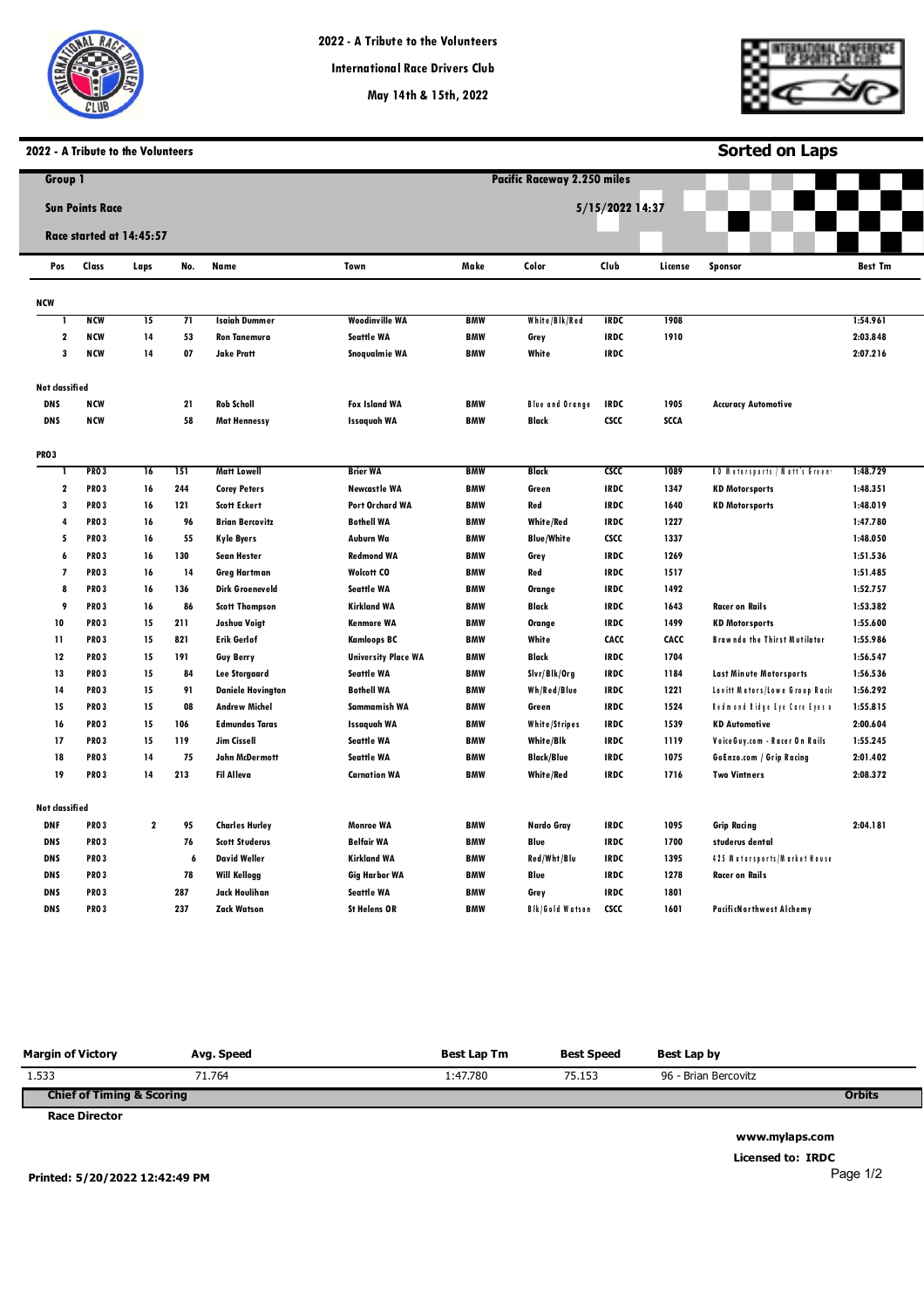# 2022 - A Tribute to the Volunteers

International Race Drivers Club

May 14th & 15th, 2022

## 2022 - A Tribute to the Volunteers

**Sorted on Laps**

**Group 1**

**Sun Points Race**

**Race started at 14:45:57**

Pacific Raceway 2.250 miles

5/15/2022 14:37

| Pos | Class | Laps | No. | Name | Town | Make | Color | Club | License | Sponsor | Best Tm |
|---|---|---|---|---|---|---|---|---|---|---|---|
| **NCW** | | | | | | | | | | | |
| 1 | NCW | 15 | 71 | Isaiah Dummer | Woodinville WA | BMW | White/Blk/Red | IRDC | 1908 | | 1:54.961 |
| 2 | NCW | 14 | 53 | Ron Tanemura | Seattle WA | BMW | Grey | IRDC | 1910 | | 2:03.848 |
| 3 | NCW | 14 | 07 | Jake Pratt | Snoqualmie WA | BMW | White | IRDC | | | 2:07.216 |
| **Not classified** | | | | | | | | | | | |
| DNS | NCW | | 21 | Rob Scholl | Fox Island WA | BMW | Blue and Orange | IRDC | 1905 | Accuracy Automotive | |
| DNS | NCW | | 58 | Mat Hennessy | Issaquah WA | BMW | Black | CSCC | SCCA | | |
| **PRO3** | | | | | | | | | | | |
| 1 | PRO3 | 16 | 151 | Matt Lowell | Brier WA | BMW | Black | CSCC | 1089 | KD Motorsports / Matt's Green | 1:48.729 |
| 2 | PRO3 | 16 | 244 | Corey Peters | Newcastle WA | BMW | Green | IRDC | 1347 | KD Motorsports | 1:48.351 |
| 3 | PRO3 | 16 | 121 | Scott Eckert | Port Orchard WA | BMW | Red | IRDC | 1640 | KD Motorsports | 1:48.019 |
| 4 | PRO3 | 16 | 96 | Brian Bercovitz | Bothell WA | BMW | White/Red | IRDC | 1227 | | 1:47.780 |
| 5 | PRO3 | 16 | 55 | Kyle Byers | Auburn Wa | BMW | Blue/White | CSCC | 1337 | | 1:48.050 |
| 6 | PRO3 | 16 | 130 | Sean Hester | Redmond WA | BMW | Grey | IRDC | 1269 | | 1:51.536 |
| 7 | PRO3 | 16 | 14 | Greg Hartman | Wolcott CO | BMW | Red | IRDC | 1517 | | 1:51.485 |
| 8 | PRO3 | 16 | 136 | Dirk Groeneveld | Seattle WA | BMW | Orange | IRDC | 1492 | | 1:52.757 |
| 9 | PRO3 | 16 | 86 | Scott Thompson | Kirkland WA | BMW | Black | IRDC | 1643 | Racer on Rails | 1:53.382 |
| 10 | PRO3 | 15 | 211 | Joshua Voigt | Kenmore WA | BMW | Orange | IRDC | 1499 | KD Motorsports | 1:55.600 |
| 11 | PRO3 | 15 | 821 | Erik Gerlof | Kamloops BC | BMW | White | CACC | CACC | Browndo the Thirst Mutilator | 1:55.986 |
| 12 | PRO3 | 15 | 191 | Guy Berry | University Place WA | BMW | Black | IRDC | 1704 | | 1:56.547 |
| 13 | PRO3 | 15 | 84 | Lee Storgaard | Seattle WA | BMW | Slvr/Blk/Org | IRDC | 1184 | Last Minute Motorsports | 1:56.536 |
| 14 | PRO3 | 15 | 91 | Daniele Hovington | Bothell WA | BMW | Wh/Red/Blue | IRDC | 1221 | Lovitt Motors/Lowe Group Racin | 1:56.292 |
| 15 | PRO3 | 15 | 08 | Andrew Michel | Sammamish WA | BMW | Green | IRDC | 1524 | Redmond Ridge Eye Care Eyes o | 1:55.815 |
| 16 | PRO3 | 15 | 106 | Edmundas Taras | Issaquah WA | BMW | White/Stripes | IRDC | 1539 | KD Automotive | 2:00.604 |
| 17 | PRO3 | 15 | 119 | Jim Cissell | Seattle WA | BMW | White/Blk | IRDC | 1119 | VoiceGuy.com - Racer On Rails | 1:55.245 |
| 18 | PRO3 | 14 | 75 | John McDermott | Seattle WA | BMW | Black/Blue | IRDC | 1075 | GoEnzo.com / Grip Racing | 2:01.402 |
| 19 | PRO3 | 14 | 213 | Fil Alleva | Carnation WA | BMW | White/Red | IRDC | 1716 | Two Vintners | 2:08.372 |
| **Not classified** | | | | | | | | | | | |
| DNF | PRO3 | 2 | 95 | Charles Hurley | Monroe WA | BMW | Nardo Gray | IRDC | 1095 | Grip Racing | 2:04.181 |
| DNS | PRO3 | | 76 | Scott Studerus | Belfair WA | BMW | Blue | IRDC | 1700 | studerus dental | |
| DNS | PRO3 | | 6 | David Weller | Kirkland WA | BMW | Red/Wht/Blu | IRDC | 1395 | 425 Motorsports/Market House | |
| DNS | PRO3 | | 78 | Will Kellogg | Gig Harbor WA | BMW | Blue | IRDC | 1278 | Racer on Rails | |
| DNS | PRO3 | | 287 | Jack Houlihan | Seattle WA | BMW | Grey | IRDC | 1801 | | |
| DNS | PRO3 | | 237 | Zack Watson | St Helens OR | BMW | Blk/Gold Watson | CSCC | 1601 | PacificNorthwest Alchemy | |

| Margin of Victory | Avg. Speed | Best Lap Tm | Best Speed | Best Lap by |
|---|---|---|---|---|
| 1.533 | 71.764 | 1:47.780 | 75.153 | 96 - Brian Bercovitz |

**Chief of Timing & Scoring** **Orbits**

**Race Director**

**www.mylaps.com**

**Licensed to: IRDC**

**Printed: 5/20/2022 12:42:49 PM**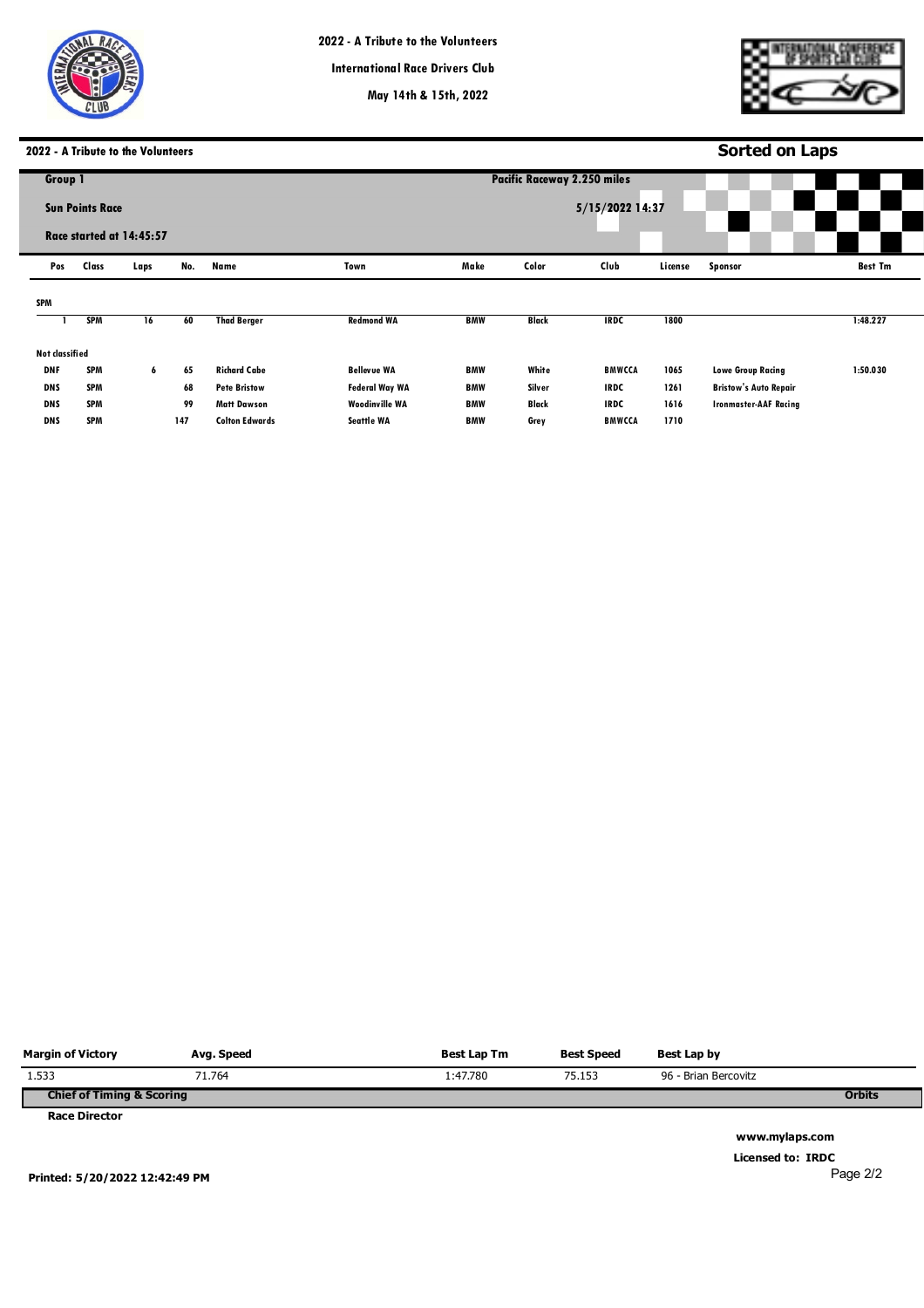# 2022 - A Tribute to the Volunteers

**International Race Drivers Club**

**May 14th & 15th, 2022**

## 2022 - A Tribute to the Volunteers

**Sorted on Laps**

**Group 1**

**Sun Points Race**

**Race started at 14:45:57**

**Pacific Raceway 2.250 miles**

**5/15/2022 14:37**

| Pos | Class | Laps | No. | Name | Town | Make | Color | Club | License | Sponsor | Best Tm |
|---|---|---|---|---|---|---|---|---|---|---|---|
| **SPM** | | | | | | | | | | | |
| 1 | SPM | 16 | 60 | Thad Berger | Redmond WA | BMW | Black | IRDC | 1800 | | 1:48.227 |
| **Not classified** | | | | | | | | | | | |
| DNF | SPM | 6 | 65 | Richard Cabe | Bellevue WA | BMW | White | BMWCCA | 1065 | Lowe Group Racing | 1:50.030 |
| DNS | SPM | | 68 | Pete Bristow | Federal Way WA | BMW | Silver | IRDC | 1261 | Bristow's Auto Repair | |
| DNS | SPM | | 99 | Matt Dawson | Woodinville WA | BMW | Black | IRDC | 1616 | Ironmaster-AAF Racing | |
| DNS | SPM | | 147 | Colton Edwards | Seattle WA | BMW | Grey | BMWCCA | 1710 | | |

| Margin of Victory | Avg. Speed | Best Lap Tm | Best Speed | Best Lap by |
|---|---|---|---|---|
| 1.533 | 71.764 | 1:47.780 | 75.153 | 96 - Brian Bercovitz |

**Chief of Timing & Scoring** — **Orbits**

**Race Director**

**www.mylaps.com**

**Licensed to: IRDC**

**Printed: 5/20/2022 12:42:49 PM**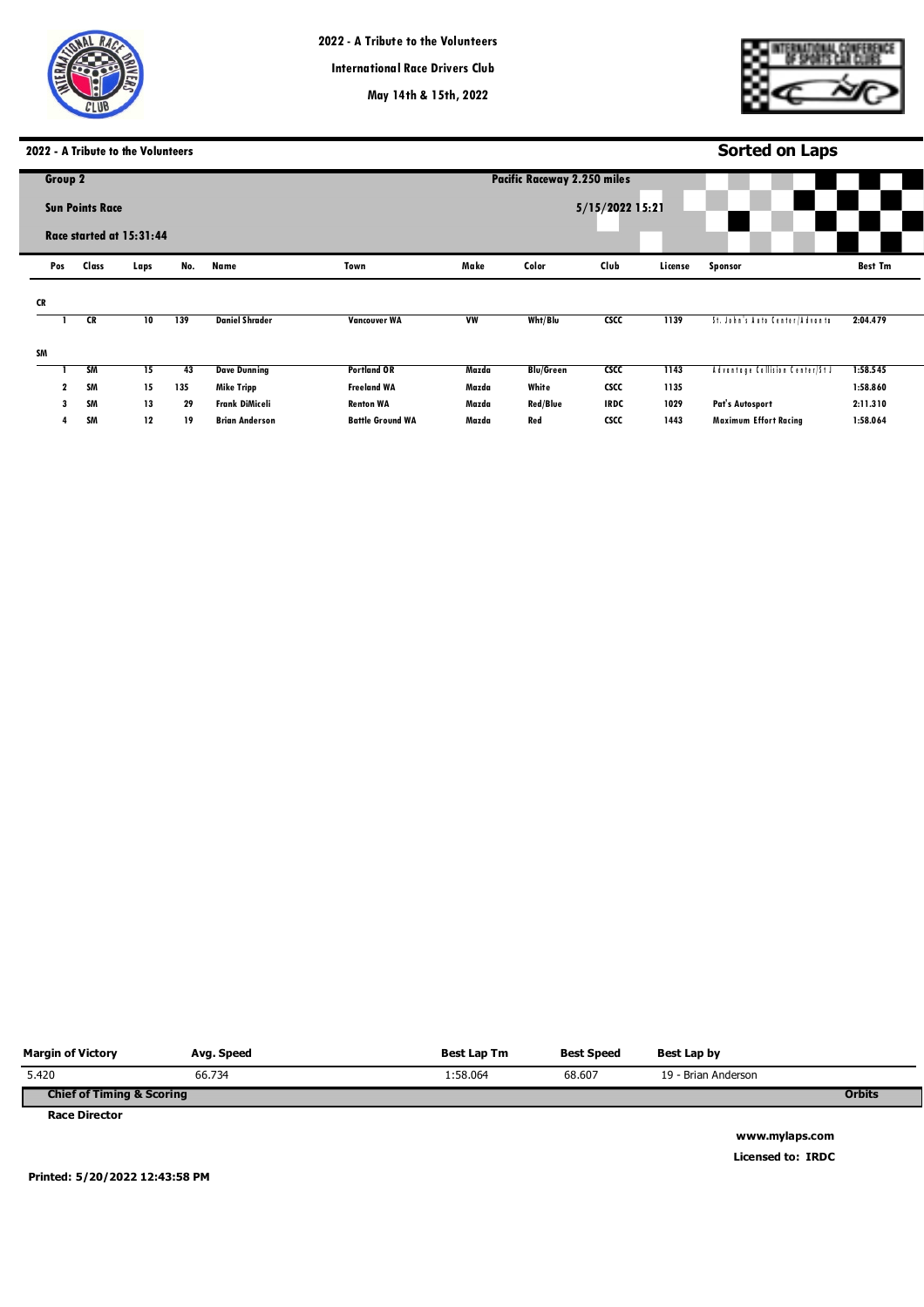# 2022 - A Tribute to the Volunteers

International Race Drivers Club

May 14th & 15th, 2022

## 2022 - A Tribute to the Volunteers

**Sorted on Laps**

**Group 2** — Pacific Raceway 2.250 miles

**Sun Points Race** — 5/15/2022 15:21

**Race started at 15:31:44**

| Pos | Class | Laps | No. | Name | Town | Make | Color | Club | License | Sponsor | Best Tm |
|---|---|---|---|---|---|---|---|---|---|---|---|
| **CR** | | | | | | | | | | | |
| 1 | CR | 10 | 139 | Daniel Shrader | Vancouver WA | VW | Wht/Blu | CSCC | 1139 | St. John's Auto Center/Advanta | 2:04.479 |
| **SM** | | | | | | | | | | | |
| 1 | SM | 15 | 43 | Dave Dunning | Portland OR | Mazda | Blu/Green | CSCC | 1143 | Advantage Collision Center/St J | 1:58.545 |
| 2 | SM | 15 | 135 | Mike Tripp | Freeland WA | Mazda | White | CSCC | 1135 | | 1:58.860 |
| 3 | SM | 13 | 29 | Frank DiMiceli | Renton WA | Mazda | Red/Blue | IRDC | 1029 | Pat's Autosport | 2:11.310 |
| 4 | SM | 12 | 19 | Brian Anderson | Battle Ground WA | Mazda | Red | CSCC | 1443 | Maximum Effort Racing | 1:58.064 |

| Margin of Victory | Avg. Speed | Best Lap Tm | Best Speed | Best Lap by |
|---|---|---|---|---|
| 5.420 | 66.734 | 1:58.064 | 68.607 | 19 - Brian Anderson |

**Chief of Timing & Scoring** — **Orbits**

**Race Director**

**www.mylaps.com**

**Licensed to: IRDC**

**Printed: 5/20/2022 12:43:58 PM**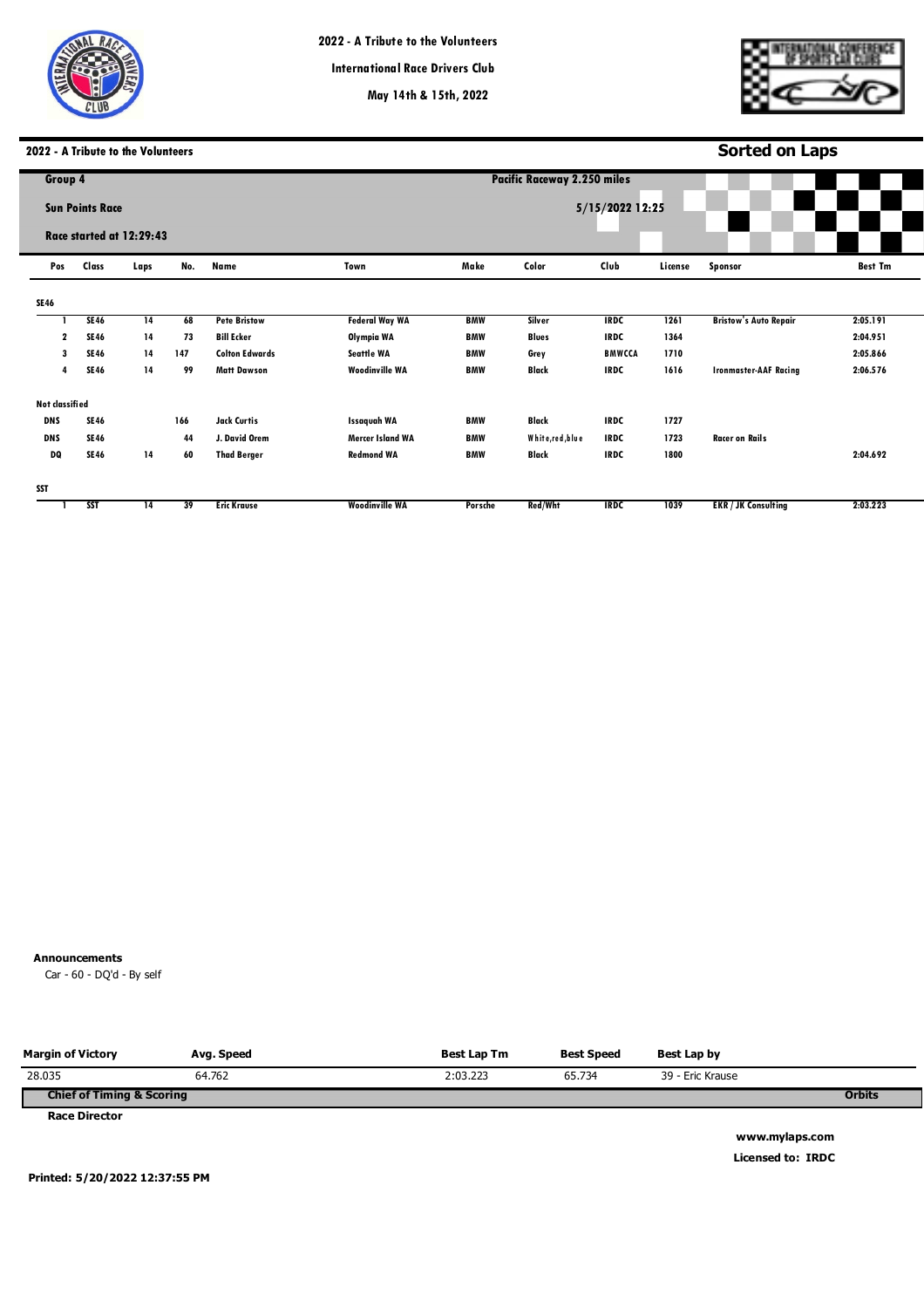# 2022 - A Tribute to the Volunteers

International Race Drivers Club

May 14th & 15th, 2022

## 2022 - A Tribute to the Volunteers

**Sorted on Laps**

**Group 4** — **Pacific Raceway 2.250 miles**

**Sun Points Race** — **5/15/2022 12:25**

**Race started at 12:29:43**

| Pos | Class | Laps | No. | Name | Town | Make | Color | Club | License | Sponsor | Best Tm |
|---|---|---|---|---|---|---|---|---|---|---|---|
| **SE46** | | | | | | | | | | | |
| 1 | SE46 | 14 | 68 | Pete Bristow | Federal Way WA | BMW | Silver | IRDC | 1261 | Bristow's Auto Repair | 2:05.191 |
| 2 | SE46 | 14 | 73 | Bill Ecker | Olympia WA | BMW | Blues | IRDC | 1364 | | 2:04.951 |
| 3 | SE46 | 14 | 147 | Colton Edwards | Seattle WA | BMW | Grey | BMWCCA | 1710 | | 2:05.866 |
| 4 | SE46 | 14 | 99 | Matt Dawson | Woodinville WA | BMW | Black | IRDC | 1616 | Ironmaster-AAF Racing | 2:06.576 |
| **Not classified** | | | | | | | | | | | |
| DNS | SE46 | | 166 | Jack Curtis | Issaquah WA | BMW | Black | IRDC | 1727 | | |
| DNS | SE46 | | 44 | J. David Orem | Mercer Island WA | BMW | White,red,blue | IRDC | 1723 | Racer on Rails | |
| DQ | SE46 | 14 | 60 | Thad Berger | Redmond WA | BMW | Black | IRDC | 1800 | | 2:04.692 |
| **SST** | | | | | | | | | | | |
| 1 | SST | 14 | 39 | Eric Krause | Woodinville WA | Porsche | Red/Wht | IRDC | 1039 | EKR / JK Consulting | 2:03.223 |

**Announcements**

Car - 60 - DQ'd - By self

| Margin of Victory | Avg. Speed | Best Lap Tm | Best Speed | Best Lap by |
|---|---|---|---|---|
| 28.035 | 64.762 | 2:03.223 | 65.734 | 39 - Eric Krause |

**Chief of Timing & Scoring** — **Orbits**

**Race Director**

**www.mylaps.com**

**Licensed to: IRDC**

**Printed: 5/20/2022 12:37:55 PM**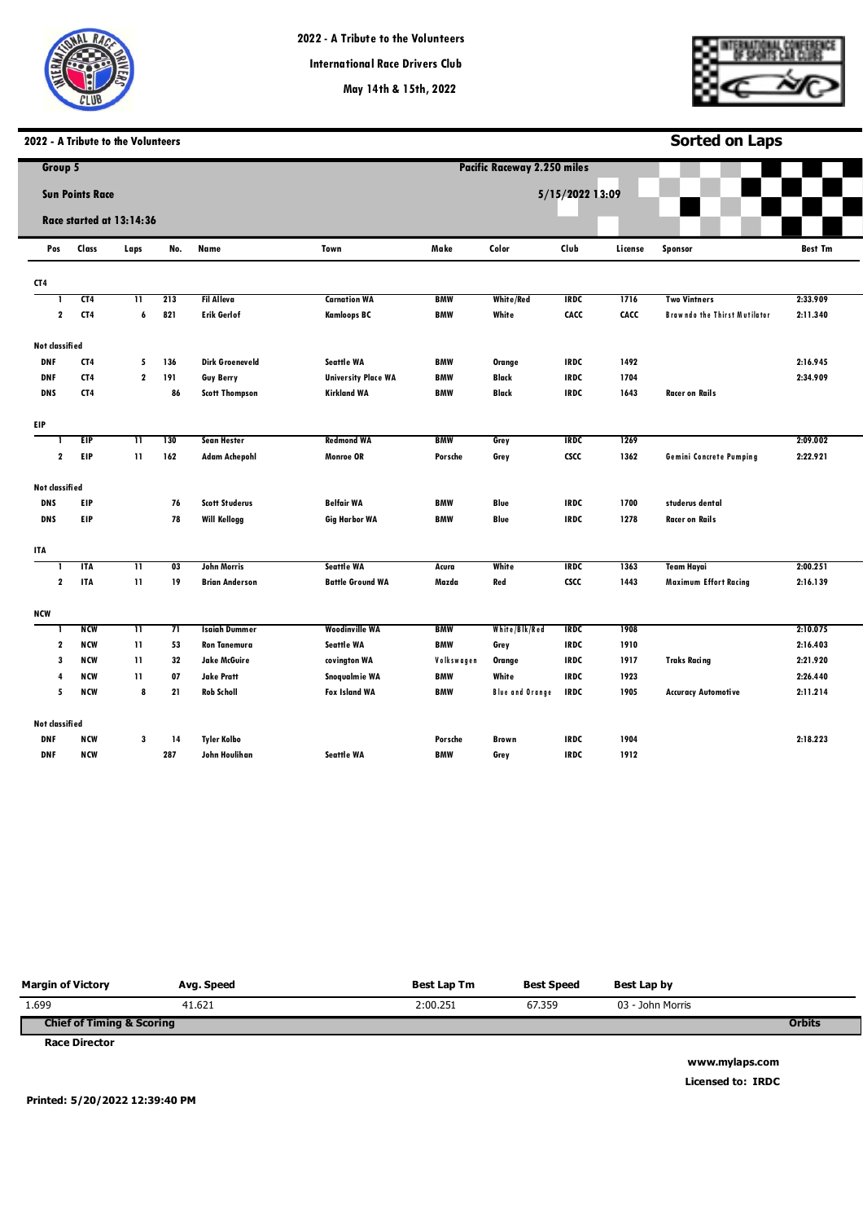# 2022 - A Tribute to the Volunteers

International Race Drivers Club

May 14th & 15th, 2022

## 2022 - A Tribute to the Volunteers

**Sorted on Laps**

**Group 5**

**Sun Points Race**

**Race started at 13:14:36**

**Pacific Raceway 2.250 miles**

**5/15/2022 13:09**

| Pos | Class | Laps | No. | Name | Town | Make | Color | Club | License | Sponsor | Best Tm |
|---|---|---|---|---|---|---|---|---|---|---|---|
| **CT4** | | | | | | | | | | | |
| 1 | CT4 | 11 | 213 | Fil Alleva | Carnation WA | BMW | White/Red | IRDC | 1716 | Two Vintners | 2:33.909 |
| 2 | CT4 | 6 | 821 | Erik Gerlof | Kamloops BC | BMW | White | CACC | CACC | Brawndo the Thirst Mutilator | 2:11.340 |
| **Not classified** | | | | | | | | | | | |
| DNF | CT4 | 5 | 136 | Dirk Groeneveld | Seattle WA | BMW | Orange | IRDC | 1492 | | 2:16.945 |
| DNF | CT4 | 2 | 191 | Guy Berry | University Place WA | BMW | Black | IRDC | 1704 | | 2:34.909 |
| DNS | CT4 | | 86 | Scott Thompson | Kirkland WA | BMW | Black | IRDC | 1643 | Racer on Rails | |
| **EIP** | | | | | | | | | | | |
| 1 | EIP | 11 | 130 | Sean Hester | Redmond WA | BMW | Grey | IRDC | 1269 | | 2:09.002 |
| 2 | EIP | 11 | 162 | Adam Achepohl | Monroe OR | Porsche | Grey | CSCC | 1362 | Gemini Concrete Pumping | 2:22.921 |
| **Not classified** | | | | | | | | | | | |
| DNS | EIP | | 76 | Scott Studerus | Belfair WA | BMW | Blue | IRDC | 1700 | studerus dental | |
| DNS | EIP | | 78 | Will Kellogg | Gig Harbor WA | BMW | Blue | IRDC | 1278 | Racer on Rails | |
| **ITA** | | | | | | | | | | | |
| 1 | ITA | 11 | 03 | John Morris | Seattle WA | Acura | White | IRDC | 1363 | Team Hayai | 2:00.251 |
| 2 | ITA | 11 | 19 | Brian Anderson | Battle Ground WA | Mazda | Red | CSCC | 1443 | Maximum Effort Racing | 2:16.139 |
| **NCW** | | | | | | | | | | | |
| 1 | NCW | 11 | 71 | Isaiah Dummer | Woodinville WA | BMW | White/Blk/Red | IRDC | 1908 | | 2:10.075 |
| 2 | NCW | 11 | 53 | Ron Tanemura | Seattle WA | BMW | Grey | IRDC | 1910 | | 2:16.403 |
| 3 | NCW | 11 | 32 | Jake McGuire | covington WA | Volkswagen | Orange | IRDC | 1917 | Traks Racing | 2:21.920 |
| 4 | NCW | 11 | 07 | Jake Pratt | Snoqualmie WA | BMW | White | IRDC | 1923 | | 2:26.440 |
| 5 | NCW | 8 | 21 | Rob Scholl | Fox Island WA | BMW | Blue and Orange | IRDC | 1905 | Accuracy Automotive | 2:11.214 |
| **Not classified** | | | | | | | | | | | |
| DNF | NCW | 3 | 14 | Tyler Kolbo | | Porsche | Brown | IRDC | 1904 | | 2:18.223 |
| DNF | NCW | | 287 | John Houlihan | Seattle WA | BMW | Grey | IRDC | 1912 | | |

| Margin of Victory | Avg. Speed | Best Lap Tm | Best Speed | Best Lap by |
|---|---|---|---|---|
| 1.699 | 41.621 | 2:00.251 | 67.359 | 03 - John Morris |

**Chief of Timing & Scoring** — **Orbits**

**Race Director**

www.mylaps.com

Licensed to: IRDC

Printed: 5/20/2022 12:39:40 PM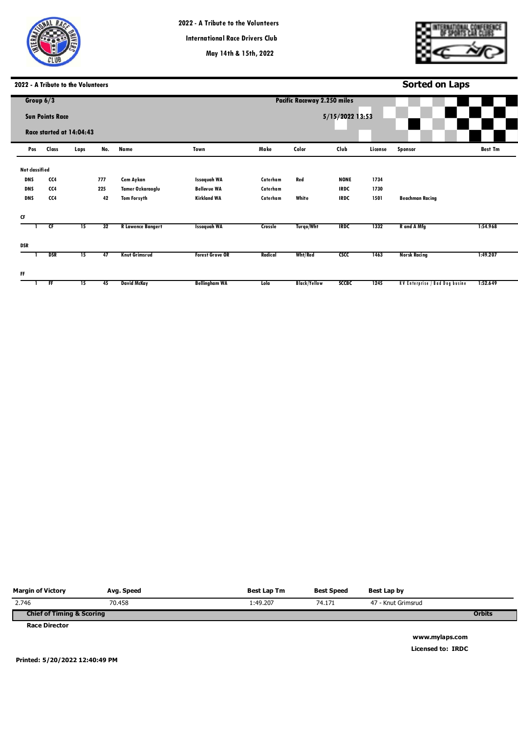2022 - A Tribute to the Volunteers

International Race Drivers Club

May 14th & 15th, 2022

## 2022 - A Tribute to the Volunteers

**Sorted on Laps**

**Group 6/3**

**Sun Points Race**

**Race started at 14:04:43**

Pacific Raceway 2.250 miles

5/15/2022 13:53

| Pos | Class | Laps | No. | Name | Town | Make | Color | Club | License | Sponsor | Best Tm |
|---|---|---|---|---|---|---|---|---|---|---|---|
| **Not classified** | | | | | | | | | | | |
| DNS | CC4 | | 777 | Cem Aykan | Issaquah WA | Caterham | Red | NONE | 1734 | | |
| DNS | CC4 | | 225 | Tamer Ozkaraoglu | Bellevue WA | Caterham | | IRDC | 1730 | | |
| DNS | CC4 | | 42 | Tom Forsyth | Kirkland WA | Caterham | White | IRDC | 1501 | Beachman Racing | |
| **CF** | | | | | | | | | | | |
| 1 | CF | 15 | 32 | R Lawence Bangert | Issaquah WA | Crossle | Turqo/Wht | IRDC | 1332 | R and A Mfg | 1:54.968 |
| **DSR** | | | | | | | | | | | |
| 1 | DSR | 15 | 47 | Knut Grimsrud | Forest Grove OR | Radical | Wht/Red | CSCC | 1463 | Norsk Racing | 1:49.207 |
| **FF** | | | | | | | | | | | |
| 1 | FF | 15 | 45 | David McKay | Bellingham WA | Lola | Black/Yellow | SCCBC | 1245 | KV Enterprise / Bad Dog busine | 1:52.649 |

| Margin of Victory | Avg. Speed | Best Lap Tm | Best Speed | Best Lap by |
|---|---|---|---|---|
| 2.746 | 70.458 | 1:49.207 | 74.171 | 47 - Knut Grimsrud |

**Chief of Timing & Scoring** — **Orbits**

**Race Director**

**www.mylaps.com**

**Licensed to: IRDC**

**Printed: 5/20/2022 12:40:49 PM**